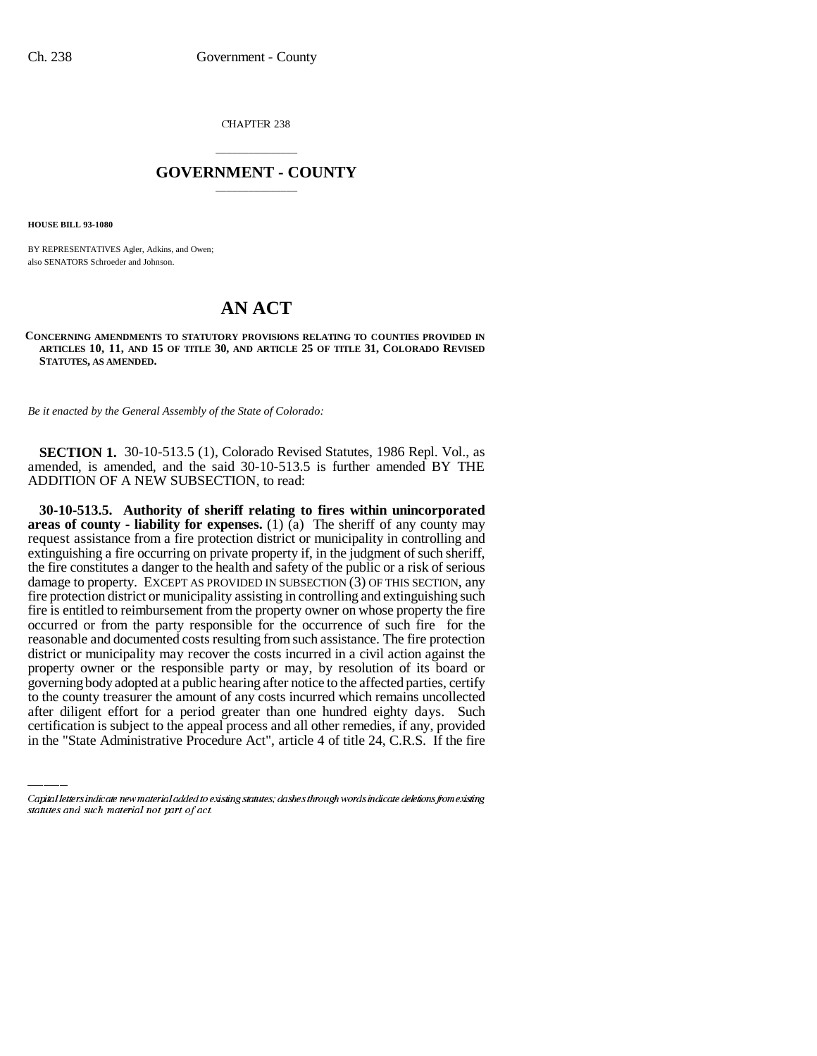CHAPTER 238

# GOVERNMENT - COUNTY

**HOUSE BILL 93-1080**

BY REPRESENTATIVES Agler, Adkins, and Owen;
also SENATORS Schroeder and Johnson.

# AN ACT

**CONCERNING AMENDMENTS TO STATUTORY PROVISIONS RELATING TO COUNTIES PROVIDED IN ARTICLES 10, 11, AND 15 OF TITLE 30, AND ARTICLE 25 OF TITLE 31, COLORADO REVISED STATUTES, AS AMENDED.**

*Be it enacted by the General Assembly of the State of Colorado:*

**SECTION 1.** 30-10-513.5 (1), Colorado Revised Statutes, 1986 Repl. Vol., as amended, is amended, and the said 30-10-513.5 is further amended BY THE ADDITION OF A NEW SUBSECTION, to read:

**30-10-513.5. Authority of sheriff relating to fires within unincorporated areas of county - liability for expenses.** (1) (a) The sheriff of any county may request assistance from a fire protection district or municipality in controlling and extinguishing a fire occurring on private property if, in the judgment of such sheriff, the fire constitutes a danger to the health and safety of the public or a risk of serious damage to property. EXCEPT AS PROVIDED IN SUBSECTION (3) OF THIS SECTION, any fire protection district or municipality assisting in controlling and extinguishing such fire is entitled to reimbursement from the property owner on whose property the fire occurred or from the party responsible for the occurrence of such fire for the reasonable and documented costs resulting from such assistance. The fire protection district or municipality may recover the costs incurred in a civil action against the property owner or the responsible party or may, by resolution of its board or governing body adopted at a public hearing after notice to the affected parties, certify to the county treasurer the amount of any costs incurred which remains uncollected after diligent effort for a period greater than one hundred eighty days. Such certification is subject to the appeal process and all other remedies, if any, provided in the "State Administrative Procedure Act", article 4 of title 24, C.R.S. If the fire

Capital letters indicate new material added to existing statutes; dashes through words indicate deletions from existing statutes and such material not part of act.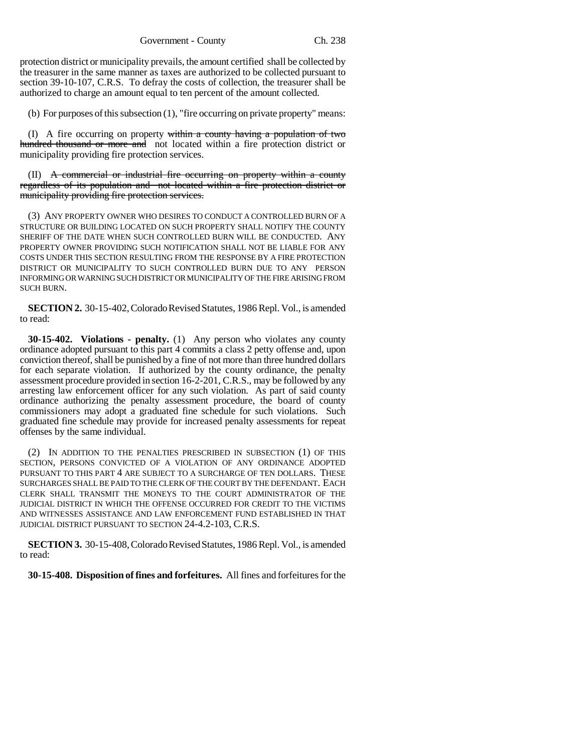protection district or municipality prevails, the amount certified shall be collected by the treasurer in the same manner as taxes are authorized to be collected pursuant to section 39-10-107, C.R.S. To defray the costs of collection, the treasurer shall be authorized to charge an amount equal to ten percent of the amount collected.

(b) For purposes of this subsection (1), "fire occurring on private property" means:

(I) A fire occurring on property ~~within a county having a population of two hundred thousand or more and~~ not located within a fire protection district or municipality providing fire protection services.

(II) ~~A commercial or industrial fire occurring on property within a county regardless of its population and not located within a fire protection district or municipality providing fire protection services.~~

(3) ANY PROPERTY OWNER WHO DESIRES TO CONDUCT A CONTROLLED BURN OF A STRUCTURE OR BUILDING LOCATED ON SUCH PROPERTY SHALL NOTIFY THE COUNTY SHERIFF OF THE DATE WHEN SUCH CONTROLLED BURN WILL BE CONDUCTED. ANY PROPERTY OWNER PROVIDING SUCH NOTIFICATION SHALL NOT BE LIABLE FOR ANY COSTS UNDER THIS SECTION RESULTING FROM THE RESPONSE BY A FIRE PROTECTION DISTRICT OR MUNICIPALITY TO SUCH CONTROLLED BURN DUE TO ANY PERSON INFORMING OR WARNING SUCH DISTRICT OR MUNICIPALITY OF THE FIRE ARISING FROM SUCH BURN.

**SECTION 2.** 30-15-402, Colorado Revised Statutes, 1986 Repl. Vol., is amended to read:

**30-15-402. Violations - penalty.** (1) Any person who violates any county ordinance adopted pursuant to this part 4 commits a class 2 petty offense and, upon conviction thereof, shall be punished by a fine of not more than three hundred dollars for each separate violation. If authorized by the county ordinance, the penalty assessment procedure provided in section 16-2-201, C.R.S., may be followed by any arresting law enforcement officer for any such violation. As part of said county ordinance authorizing the penalty assessment procedure, the board of county commissioners may adopt a graduated fine schedule for such violations. Such graduated fine schedule may provide for increased penalty assessments for repeat offenses by the same individual.

(2) IN ADDITION TO THE PENALTIES PRESCRIBED IN SUBSECTION (1) OF THIS SECTION, PERSONS CONVICTED OF A VIOLATION OF ANY ORDINANCE ADOPTED PURSUANT TO THIS PART 4 ARE SUBJECT TO A SURCHARGE OF TEN DOLLARS. THESE SURCHARGES SHALL BE PAID TO THE CLERK OF THE COURT BY THE DEFENDANT. EACH CLERK SHALL TRANSMIT THE MONEYS TO THE COURT ADMINISTRATOR OF THE JUDICIAL DISTRICT IN WHICH THE OFFENSE OCCURRED FOR CREDIT TO THE VICTIMS AND WITNESSES ASSISTANCE AND LAW ENFORCEMENT FUND ESTABLISHED IN THAT JUDICIAL DISTRICT PURSUANT TO SECTION 24-4.2-103, C.R.S.

**SECTION 3.** 30-15-408, Colorado Revised Statutes, 1986 Repl. Vol., is amended to read:

**30-15-408. Disposition of fines and forfeitures.** All fines and forfeitures for the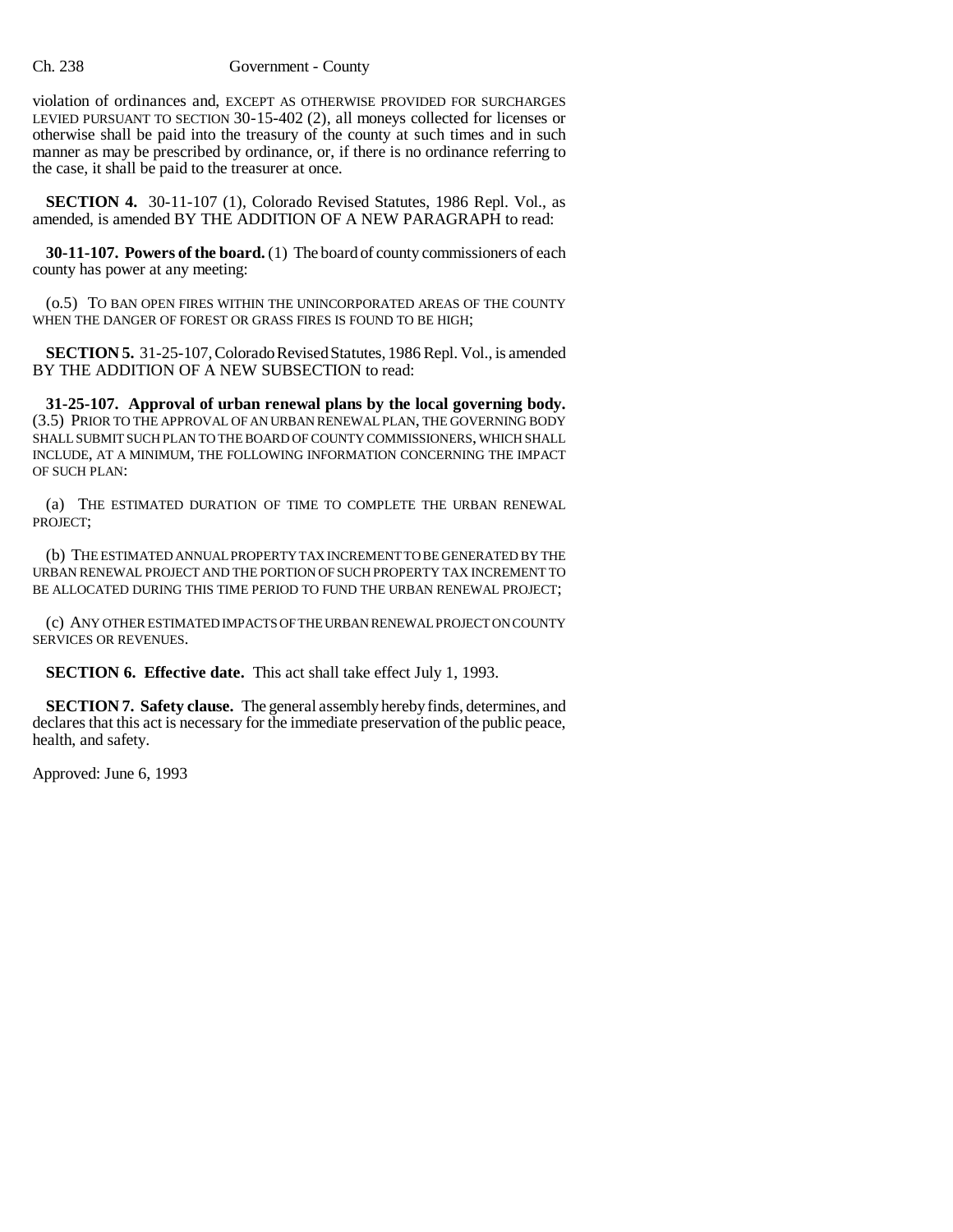violation of ordinances and, EXCEPT AS OTHERWISE PROVIDED FOR SURCHARGES LEVIED PURSUANT TO SECTION 30-15-402 (2), all moneys collected for licenses or otherwise shall be paid into the treasury of the county at such times and in such manner as may be prescribed by ordinance, or, if there is no ordinance referring to the case, it shall be paid to the treasurer at once.

**SECTION 4.** 30-11-107 (1), Colorado Revised Statutes, 1986 Repl. Vol., as amended, is amended BY THE ADDITION OF A NEW PARAGRAPH to read:

**30-11-107. Powers of the board.** (1) The board of county commissioners of each county has power at any meeting:

(o.5) TO BAN OPEN FIRES WITHIN THE UNINCORPORATED AREAS OF THE COUNTY WHEN THE DANGER OF FOREST OR GRASS FIRES IS FOUND TO BE HIGH;

**SECTION 5.** 31-25-107, Colorado Revised Statutes, 1986 Repl. Vol., is amended BY THE ADDITION OF A NEW SUBSECTION to read:

**31-25-107. Approval of urban renewal plans by the local governing body.** (3.5) PRIOR TO THE APPROVAL OF AN URBAN RENEWAL PLAN, THE GOVERNING BODY SHALL SUBMIT SUCH PLAN TO THE BOARD OF COUNTY COMMISSIONERS, WHICH SHALL INCLUDE, AT A MINIMUM, THE FOLLOWING INFORMATION CONCERNING THE IMPACT OF SUCH PLAN:

(a) THE ESTIMATED DURATION OF TIME TO COMPLETE THE URBAN RENEWAL PROJECT;

(b) THE ESTIMATED ANNUAL PROPERTY TAX INCREMENT TO BE GENERATED BY THE URBAN RENEWAL PROJECT AND THE PORTION OF SUCH PROPERTY TAX INCREMENT TO BE ALLOCATED DURING THIS TIME PERIOD TO FUND THE URBAN RENEWAL PROJECT;

(c) ANY OTHER ESTIMATED IMPACTS OF THE URBAN RENEWAL PROJECT ON COUNTY SERVICES OR REVENUES.

**SECTION 6. Effective date.** This act shall take effect July 1, 1993.

**SECTION 7. Safety clause.** The general assembly hereby finds, determines, and declares that this act is necessary for the immediate preservation of the public peace, health, and safety.

Approved: June 6, 1993